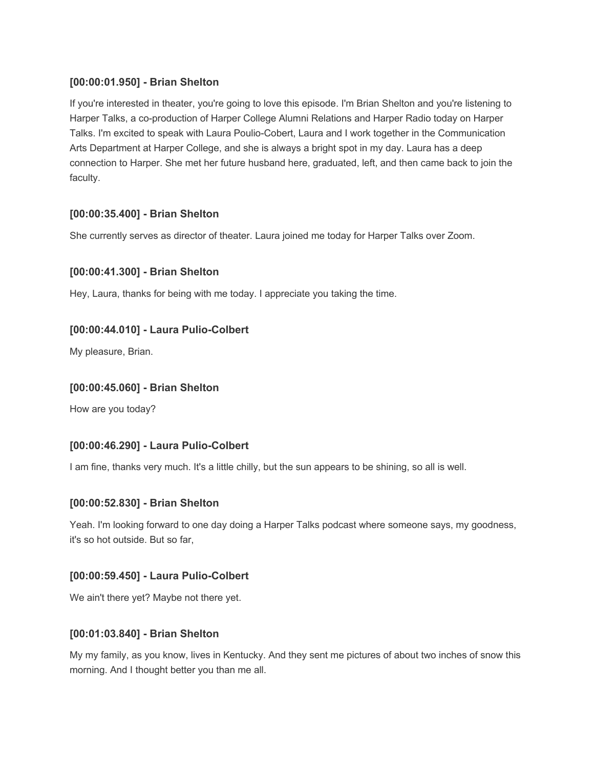**[00:00:01.950] - Brian Shelton**

If you're interested in theater, you're going to love this episode. I'm Brian Shelton and you're listening to Harper Talks, a co-production of Harper College Alumni Relations and Harper Radio today on Harper Talks. I'm excited to speak with Laura Poulio-Cobert, Laura and I work together in the Communication Arts Department at Harper College, and she is always a bright spot in my day. Laura has a deep connection to Harper. She met her future husband here, graduated, left, and then came back to join the faculty.

**[00:00:35.400] - Brian Shelton**

She currently serves as director of theater. Laura joined me today for Harper Talks over Zoom.

**[00:00:41.300] - Brian Shelton**

Hey, Laura, thanks for being with me today. I appreciate you taking the time.

**[00:00:44.010] - Laura Pulio-Colbert**

My pleasure, Brian.

**[00:00:45.060] - Brian Shelton**

How are you today?

**[00:00:46.290] - Laura Pulio-Colbert**

I am fine, thanks very much. It's a little chilly, but the sun appears to be shining, so all is well.

**[00:00:52.830] - Brian Shelton**

Yeah. I'm looking forward to one day doing a Harper Talks podcast where someone says, my goodness, it's so hot outside. But so far,

**[00:00:59.450] - Laura Pulio-Colbert**

We ain't there yet? Maybe not there yet.

**[00:01:03.840] - Brian Shelton**

My my family, as you know, lives in Kentucky. And they sent me pictures of about two inches of snow this morning. And I thought better you than me all.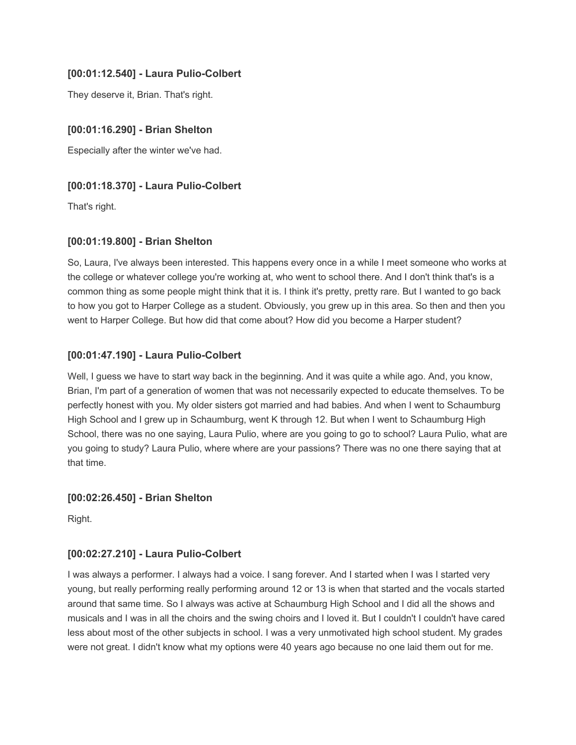**[00:01:12.540] - Laura Pulio-Colbert**

They deserve it, Brian. That's right.

**[00:01:16.290] - Brian Shelton**

Especially after the winter we've had.

**[00:01:18.370] - Laura Pulio-Colbert**

That's right.

**[00:01:19.800] - Brian Shelton**

So, Laura, I've always been interested. This happens every once in a while I meet someone who works at the college or whatever college you're working at, who went to school there. And I don't think that's is a common thing as some people might think that it is. I think it's pretty, pretty rare. But I wanted to go back to how you got to Harper College as a student. Obviously, you grew up in this area. So then and then you went to Harper College. But how did that come about? How did you become a Harper student?

**[00:01:47.190] - Laura Pulio-Colbert**

Well, I guess we have to start way back in the beginning. And it was quite a while ago. And, you know, Brian, I'm part of a generation of women that was not necessarily expected to educate themselves. To be perfectly honest with you. My older sisters got married and had babies. And when I went to Schaumburg High School and I grew up in Schaumburg, went K through 12. But when I went to Schaumburg High School, there was no one saying, Laura Pulio, where are you going to go to school? Laura Pulio, what are you going to study? Laura Pulio, where where are your passions? There was no one there saying that at that time.

**[00:02:26.450] - Brian Shelton**

Right.

**[00:02:27.210] - Laura Pulio-Colbert**

I was always a performer. I always had a voice. I sang forever. And I started when I was I started very young, but really performing really performing around 12 or 13 is when that started and the vocals started around that same time. So I always was active at Schaumburg High School and I did all the shows and musicals and I was in all the choirs and the swing choirs and I loved it. But I couldn't I couldn't have cared less about most of the other subjects in school. I was a very unmotivated high school student. My grades were not great. I didn't know what my options were 40 years ago because no one laid them out for me.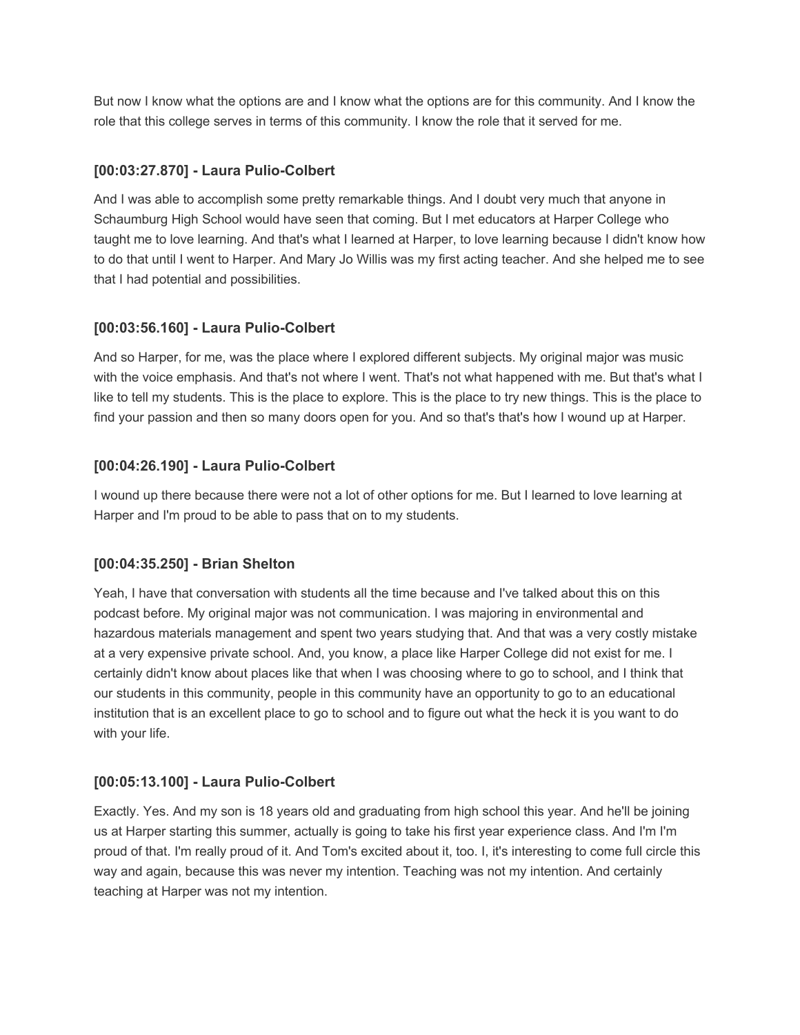But now I know what the options are and I know what the options are for this community. And I know the role that this college serves in terms of this community. I know the role that it served for me.

### [00:03:27.870] - Laura Pulio-Colbert

And I was able to accomplish some pretty remarkable things. And I doubt very much that anyone in Schaumburg High School would have seen that coming. But I met educators at Harper College who taught me to love learning. And that's what I learned at Harper, to love learning because I didn't know how to do that until I went to Harper. And Mary Jo Willis was my first acting teacher. And she helped me to see that I had potential and possibilities.

### [00:03:56.160] - Laura Pulio-Colbert

And so Harper, for me, was the place where I explored different subjects. My original major was music with the voice emphasis. And that's not where I went. That's not what happened with me. But that's what I like to tell my students. This is the place to explore. This is the place to try new things. This is the place to find your passion and then so many doors open for you. And so that's that's how I wound up at Harper.

### [00:04:26.190] - Laura Pulio-Colbert

I wound up there because there were not a lot of other options for me. But I learned to love learning at Harper and I'm proud to be able to pass that on to my students.

### [00:04:35.250] - Brian Shelton

Yeah, I have that conversation with students all the time because and I've talked about this on this podcast before. My original major was not communication. I was majoring in environmental and hazardous materials management and spent two years studying that. And that was a very costly mistake at a very expensive private school. And, you know, a place like Harper College did not exist for me. I certainly didn't know about places like that when I was choosing where to go to school, and I think that our students in this community, people in this community have an opportunity to go to an educational institution that is an excellent place to go to school and to figure out what the heck it is you want to do with your life.

### [00:05:13.100] - Laura Pulio-Colbert

Exactly. Yes. And my son is 18 years old and graduating from high school this year. And he'll be joining us at Harper starting this summer, actually is going to take his first year experience class. And I'm I'm proud of that. I'm really proud of it. And Tom's excited about it, too. I, it's interesting to come full circle this way and again, because this was never my intention. Teaching was not my intention. And certainly teaching at Harper was not my intention.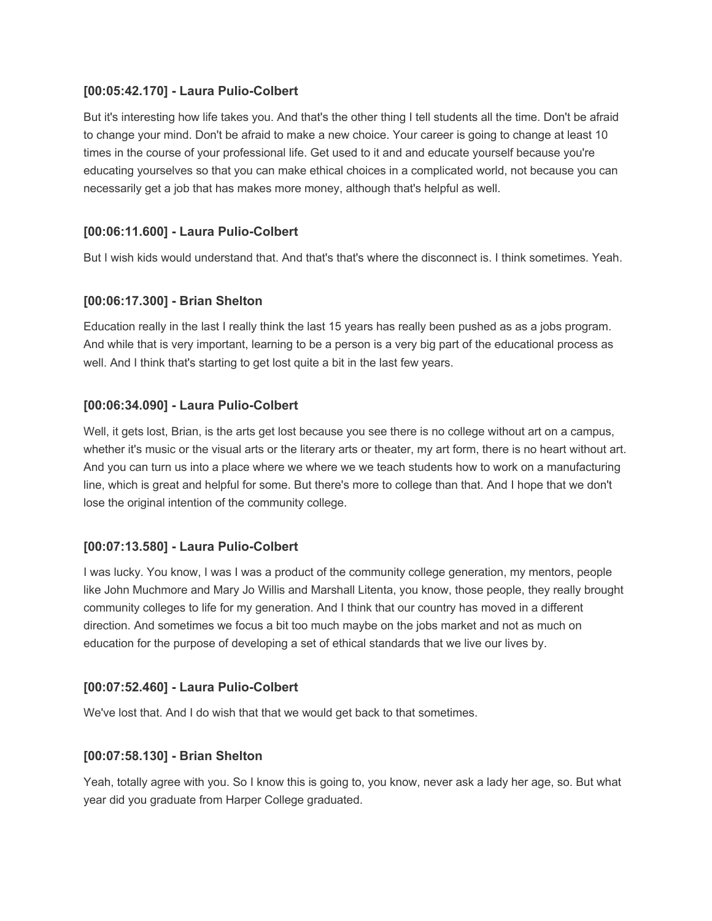**[00:05:42.170] - Laura Pulio-Colbert**

But it's interesting how life takes you. And that's the other thing I tell students all the time. Don't be afraid to change your mind. Don't be afraid to make a new choice. Your career is going to change at least 10 times in the course of your professional life. Get used to it and and educate yourself because you're educating yourselves so that you can make ethical choices in a complicated world, not because you can necessarily get a job that has makes more money, although that's helpful as well.

**[00:06:11.600] - Laura Pulio-Colbert**

But I wish kids would understand that. And that's that's where the disconnect is. I think sometimes. Yeah.

**[00:06:17.300] - Brian Shelton**

Education really in the last I really think the last 15 years has really been pushed as as a jobs program. And while that is very important, learning to be a person is a very big part of the educational process as well. And I think that's starting to get lost quite a bit in the last few years.

**[00:06:34.090] - Laura Pulio-Colbert**

Well, it gets lost, Brian, is the arts get lost because you see there is no college without art on a campus, whether it's music or the visual arts or the literary arts or theater, my art form, there is no heart without art. And you can turn us into a place where we where we we teach students how to work on a manufacturing line, which is great and helpful for some. But there's more to college than that. And I hope that we don't lose the original intention of the community college.

**[00:07:13.580] - Laura Pulio-Colbert**

I was lucky. You know, I was I was a product of the community college generation, my mentors, people like John Muchmore and Mary Jo Willis and Marshall Litenta, you know, those people, they really brought community colleges to life for my generation. And I think that our country has moved in a different direction. And sometimes we focus a bit too much maybe on the jobs market and not as much on education for the purpose of developing a set of ethical standards that we live our lives by.

**[00:07:52.460] - Laura Pulio-Colbert**

We've lost that. And I do wish that that we would get back to that sometimes.

**[00:07:58.130] - Brian Shelton**

Yeah, totally agree with you. So I know this is going to, you know, never ask a lady her age, so. But what year did you graduate from Harper College graduated.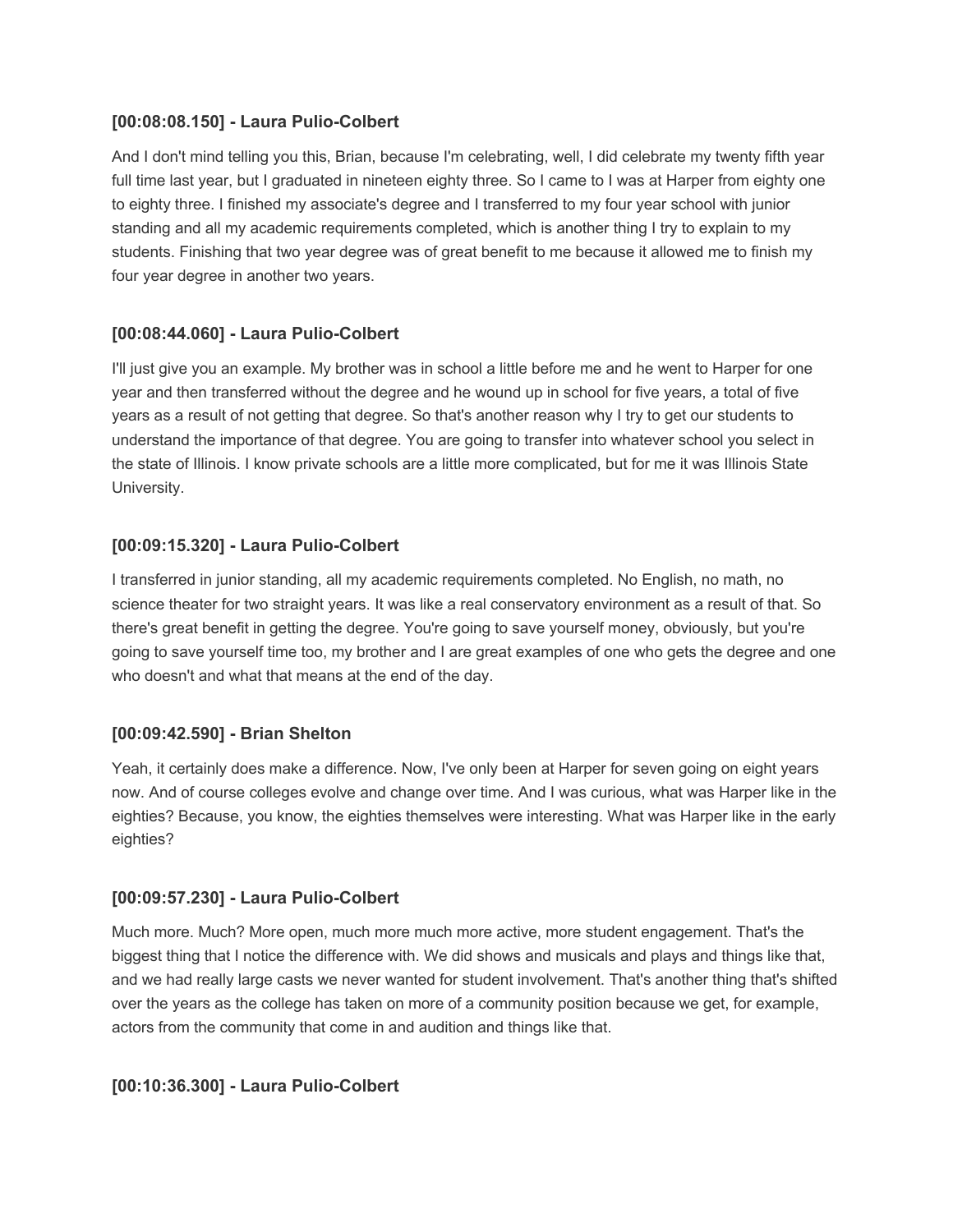### [00:08:08.150] - Laura Pulio-Colbert

And I don't mind telling you this, Brian, because I'm celebrating, well, I did celebrate my twenty fifth year full time last year, but I graduated in nineteen eighty three. So I came to I was at Harper from eighty one to eighty three. I finished my associate's degree and I transferred to my four year school with junior standing and all my academic requirements completed, which is another thing I try to explain to my students. Finishing that two year degree was of great benefit to me because it allowed me to finish my four year degree in another two years.

### [00:08:44.060] - Laura Pulio-Colbert

I'll just give you an example. My brother was in school a little before me and he went to Harper for one year and then transferred without the degree and he wound up in school for five years, a total of five years as a result of not getting that degree. So that's another reason why I try to get our students to understand the importance of that degree. You are going to transfer into whatever school you select in the state of Illinois. I know private schools are a little more complicated, but for me it was Illinois State University.

### [00:09:15.320] - Laura Pulio-Colbert

I transferred in junior standing, all my academic requirements completed. No English, no math, no science theater for two straight years. It was like a real conservatory environment as a result of that. So there's great benefit in getting the degree. You're going to save yourself money, obviously, but you're going to save yourself time too, my brother and I are great examples of one who gets the degree and one who doesn't and what that means at the end of the day.

### [00:09:42.590] - Brian Shelton

Yeah, it certainly does make a difference. Now, I've only been at Harper for seven going on eight years now. And of course colleges evolve and change over time. And I was curious, what was Harper like in the eighties? Because, you know, the eighties themselves were interesting. What was Harper like in the early eighties?

### [00:09:57.230] - Laura Pulio-Colbert

Much more. Much? More open, much more much more active, more student engagement. That's the biggest thing that I notice the difference with. We did shows and musicals and plays and things like that, and we had really large casts we never wanted for student involvement. That's another thing that's shifted over the years as the college has taken on more of a community position because we get, for example, actors from the community that come in and audition and things like that.

### [00:10:36.300] - Laura Pulio-Colbert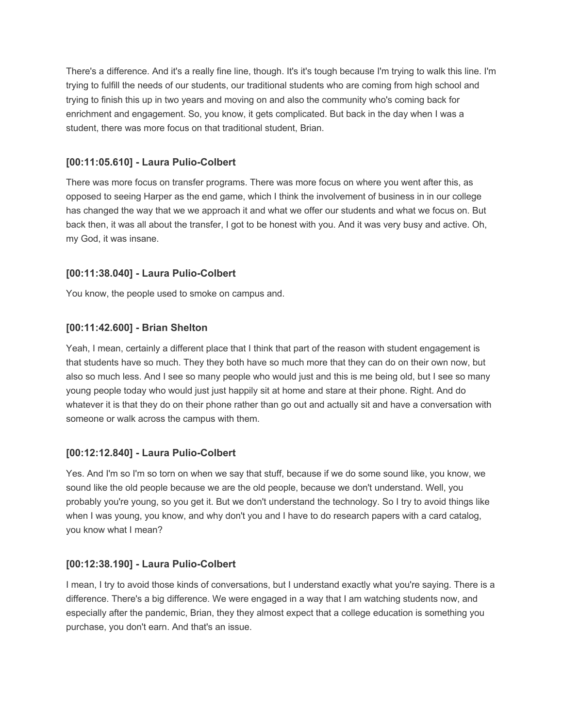There's a difference. And it's a really fine line, though. It's it's tough because I'm trying to walk this line. I'm trying to fulfill the needs of our students, our traditional students who are coming from high school and trying to finish this up in two years and moving on and also the community who's coming back for enrichment and engagement. So, you know, it gets complicated. But back in the day when I was a student, there was more focus on that traditional student, Brian.

### [00:11:05.610] - Laura Pulio-Colbert

There was more focus on transfer programs. There was more focus on where you went after this, as opposed to seeing Harper as the end game, which I think the involvement of business in in our college has changed the way that we we approach it and what we offer our students and what we focus on. But back then, it was all about the transfer, I got to be honest with you. And it was very busy and active. Oh, my God, it was insane.

### [00:11:38.040] - Laura Pulio-Colbert

You know, the people used to smoke on campus and.

### [00:11:42.600] - Brian Shelton

Yeah, I mean, certainly a different place that I think that part of the reason with student engagement is that students have so much. They they both have so much more that they can do on their own now, but also so much less. And I see so many people who would just and this is me being old, but I see so many young people today who would just just happily sit at home and stare at their phone. Right. And do whatever it is that they do on their phone rather than go out and actually sit and have a conversation with someone or walk across the campus with them.

### [00:12:12.840] - Laura Pulio-Colbert

Yes. And I'm so I'm so torn on when we say that stuff, because if we do some sound like, you know, we sound like the old people because we are the old people, because we don't understand. Well, you probably you're young, so you get it. But we don't understand the technology. So I try to avoid things like when I was young, you know, and why don't you and I have to do research papers with a card catalog, you know what I mean?

### [00:12:38.190] - Laura Pulio-Colbert

I mean, I try to avoid those kinds of conversations, but I understand exactly what you're saying. There is a difference. There's a big difference. We were engaged in a way that I am watching students now, and especially after the pandemic, Brian, they they almost expect that a college education is something you purchase, you don't earn. And that's an issue.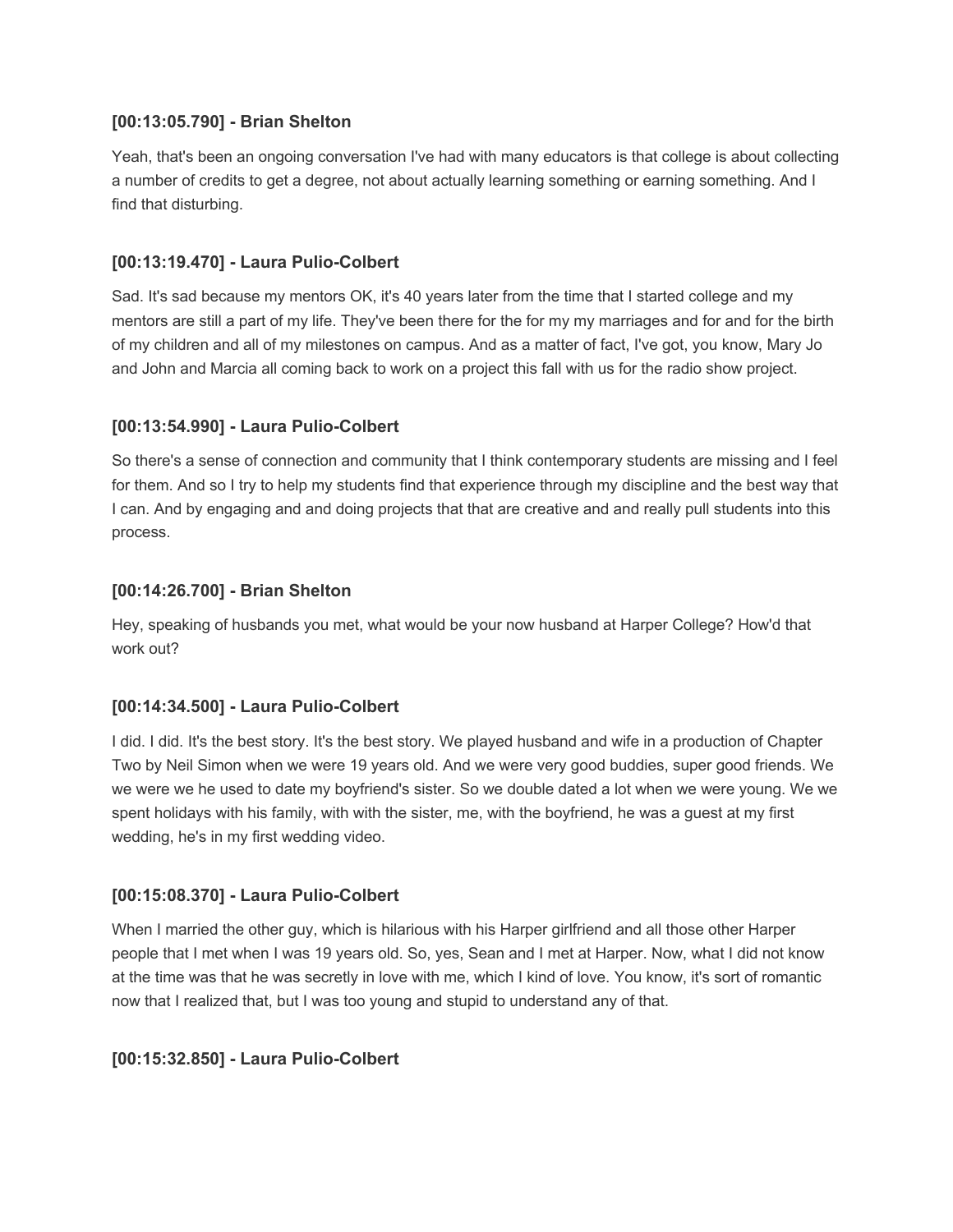**[00:13:05.790] - Brian Shelton**

Yeah, that's been an ongoing conversation I've had with many educators is that college is about collecting a number of credits to get a degree, not about actually learning something or earning something. And I find that disturbing.

**[00:13:19.470] - Laura Pulio-Colbert**

Sad. It's sad because my mentors OK, it's 40 years later from the time that I started college and my mentors are still a part of my life. They've been there for the for my my marriages and for and for the birth of my children and all of my milestones on campus. And as a matter of fact, I've got, you know, Mary Jo and John and Marcia all coming back to work on a project this fall with us for the radio show project.

**[00:13:54.990] - Laura Pulio-Colbert**

So there's a sense of connection and community that I think contemporary students are missing and I feel for them. And so I try to help my students find that experience through my discipline and the best way that I can. And by engaging and and doing projects that that are creative and and really pull students into this process.

**[00:14:26.700] - Brian Shelton**

Hey, speaking of husbands you met, what would be your now husband at Harper College? How'd that work out?

**[00:14:34.500] - Laura Pulio-Colbert**

I did. I did. It's the best story. It's the best story. We played husband and wife in a production of Chapter Two by Neil Simon when we were 19 years old. And we were very good buddies, super good friends. We we were we he used to date my boyfriend's sister. So we double dated a lot when we were young. We we spent holidays with his family, with with the sister, me, with the boyfriend, he was a guest at my first wedding, he's in my first wedding video.

**[00:15:08.370] - Laura Pulio-Colbert**

When I married the other guy, which is hilarious with his Harper girlfriend and all those other Harper people that I met when I was 19 years old. So, yes, Sean and I met at Harper. Now, what I did not know at the time was that he was secretly in love with me, which I kind of love. You know, it's sort of romantic now that I realized that, but I was too young and stupid to understand any of that.

**[00:15:32.850] - Laura Pulio-Colbert**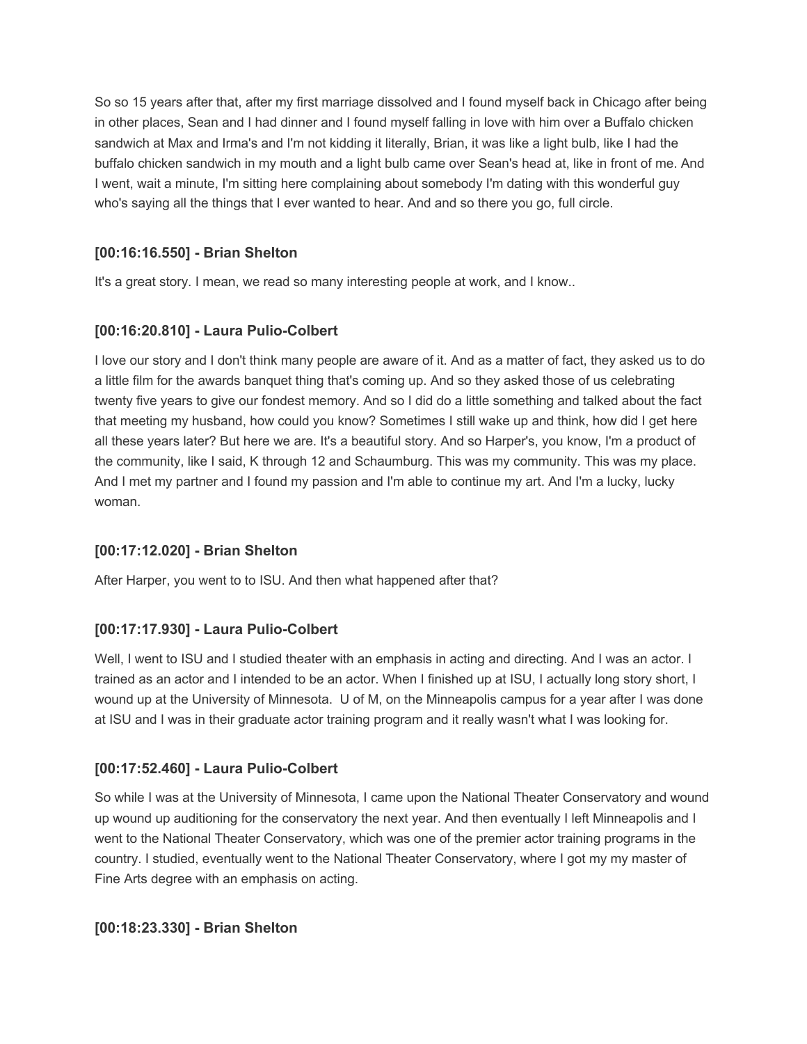So so 15 years after that, after my first marriage dissolved and I found myself back in Chicago after being in other places, Sean and I had dinner and I found myself falling in love with him over a Buffalo chicken sandwich at Max and Irma's and I'm not kidding it literally, Brian, it was like a light bulb, like I had the buffalo chicken sandwich in my mouth and a light bulb came over Sean's head at, like in front of me. And I went, wait a minute, I'm sitting here complaining about somebody I'm dating with this wonderful guy who's saying all the things that I ever wanted to hear. And and so there you go, full circle.

### [00:16:16.550] - Brian Shelton

It's a great story. I mean, we read so many interesting people at work, and I know..

### [00:16:20.810] - Laura Pulio-Colbert

I love our story and I don't think many people are aware of it. And as a matter of fact, they asked us to do a little film for the awards banquet thing that's coming up. And so they asked those of us celebrating twenty five years to give our fondest memory. And so I did do a little something and talked about the fact that meeting my husband, how could you know? Sometimes I still wake up and think, how did I get here all these years later? But here we are. It's a beautiful story. And so Harper's, you know, I'm a product of the community, like I said, K through 12 and Schaumburg. This was my community. This was my place. And I met my partner and I found my passion and I'm able to continue my art. And I'm a lucky, lucky woman.

### [00:17:12.020] - Brian Shelton

After Harper, you went to to ISU. And then what happened after that?

### [00:17:17.930] - Laura Pulio-Colbert

Well, I went to ISU and I studied theater with an emphasis in acting and directing. And I was an actor. I trained as an actor and I intended to be an actor. When I finished up at ISU, I actually long story short, I wound up at the University of Minnesota. U of M, on the Minneapolis campus for a year after I was done at ISU and I was in their graduate actor training program and it really wasn't what I was looking for.

### [00:17:52.460] - Laura Pulio-Colbert

So while I was at the University of Minnesota, I came upon the National Theater Conservatory and wound up wound up auditioning for the conservatory the next year. And then eventually I left Minneapolis and I went to the National Theater Conservatory, which was one of the premier actor training programs in the country. I studied, eventually went to the National Theater Conservatory, where I got my my master of Fine Arts degree with an emphasis on acting.

### [00:18:23.330] - Brian Shelton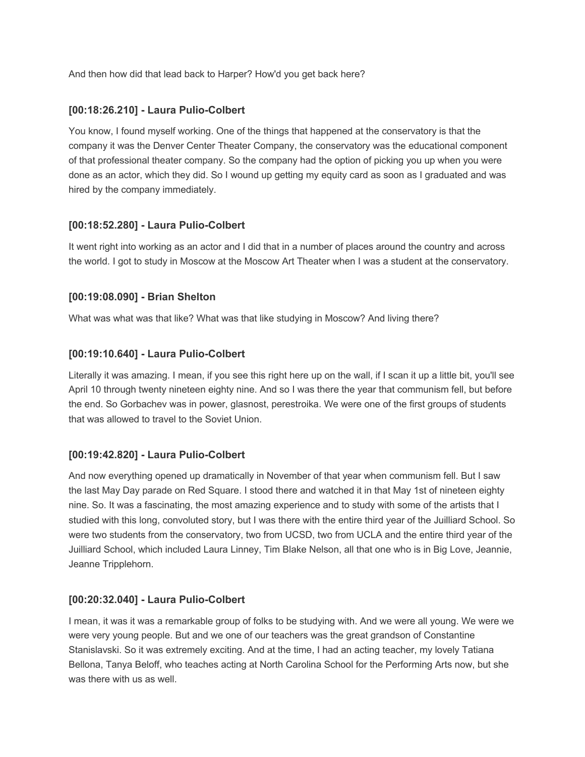And then how did that lead back to Harper? How'd you get back here?

### [00:18:26.210] - Laura Pulio-Colbert

You know, I found myself working. One of the things that happened at the conservatory is that the company it was the Denver Center Theater Company, the conservatory was the educational component of that professional theater company. So the company had the option of picking you up when you were done as an actor, which they did. So I wound up getting my equity card as soon as I graduated and was hired by the company immediately.

### [00:18:52.280] - Laura Pulio-Colbert

It went right into working as an actor and I did that in a number of places around the country and across the world. I got to study in Moscow at the Moscow Art Theater when I was a student at the conservatory.

### [00:19:08.090] - Brian Shelton

What was what was that like? What was that like studying in Moscow? And living there?

### [00:19:10.640] - Laura Pulio-Colbert

Literally it was amazing. I mean, if you see this right here up on the wall, if I scan it up a little bit, you'll see April 10 through twenty nineteen eighty nine. And so I was there the year that communism fell, but before the end. So Gorbachev was in power, glasnost, perestroika. We were one of the first groups of students that was allowed to travel to the Soviet Union.

### [00:19:42.820] - Laura Pulio-Colbert

And now everything opened up dramatically in November of that year when communism fell. But I saw the last May Day parade on Red Square. I stood there and watched it in that May 1st of nineteen eighty nine. So. It was a fascinating, the most amazing experience and to study with some of the artists that I studied with this long, convoluted story, but I was there with the entire third year of the Juilliard School. So were two students from the conservatory, two from UCSD, two from UCLA and the entire third year of the Juilliard School, which included Laura Linney, Tim Blake Nelson, all that one who is in Big Love, Jeannie, Jeanne Tripplehorn.

### [00:20:32.040] - Laura Pulio-Colbert

I mean, it was it was a remarkable group of folks to be studying with. And we were all young. We were we were very young people. But and we one of our teachers was the great grandson of Constantine Stanislavski. So it was extremely exciting. And at the time, I had an acting teacher, my lovely Tatiana Bellona, Tanya Beloff, who teaches acting at North Carolina School for the Performing Arts now, but she was there with us as well.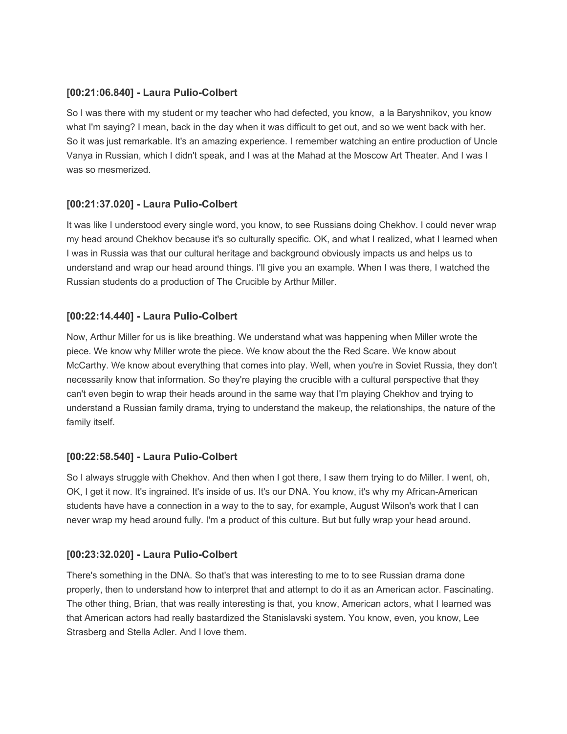**[00:21:06.840] - Laura Pulio-Colbert**

So I was there with my student or my teacher who had defected, you know,  a la Baryshnikov, you know what I'm saying? I mean, back in the day when it was difficult to get out, and so we went back with her. So it was just remarkable. It's an amazing experience. I remember watching an entire production of Uncle Vanya in Russian, which I didn't speak, and I was at the Mahad at the Moscow Art Theater. And I was I was so mesmerized.

**[00:21:37.020] - Laura Pulio-Colbert**

It was like I understood every single word, you know, to see Russians doing Chekhov. I could never wrap my head around Chekhov because it's so culturally specific. OK, and what I realized, what I learned when I was in Russia was that our cultural heritage and background obviously impacts us and helps us to understand and wrap our head around things. I'll give you an example. When I was there, I watched the Russian students do a production of The Crucible by Arthur Miller.

**[00:22:14.440] - Laura Pulio-Colbert**

Now, Arthur Miller for us is like breathing. We understand what was happening when Miller wrote the piece. We know why Miller wrote the piece. We know about the the Red Scare. We know about McCarthy. We know about everything that comes into play. Well, when you're in Soviet Russia, they don't necessarily know that information. So they're playing the crucible with a cultural perspective that they can't even begin to wrap their heads around in the same way that I'm playing Chekhov and trying to understand a Russian family drama, trying to understand the makeup, the relationships, the nature of the family itself.

**[00:22:58.540] - Laura Pulio-Colbert**

So I always struggle with Chekhov. And then when I got there, I saw them trying to do Miller. I went, oh, OK, I get it now. It's ingrained. It's inside of us. It's our DNA. You know, it's why my African-American students have have a connection in a way to the to say, for example, August Wilson's work that I can never wrap my head around fully. I'm a product of this culture. But but fully wrap your head around.

**[00:23:32.020] - Laura Pulio-Colbert**

There's something in the DNA. So that's that was interesting to me to to see Russian drama done properly, then to understand how to interpret that and attempt to do it as an American actor. Fascinating. The other thing, Brian, that was really interesting is that, you know, American actors, what I learned was that American actors had really bastardized the Stanislavski system. You know, even, you know, Lee Strasberg and Stella Adler. And I love them.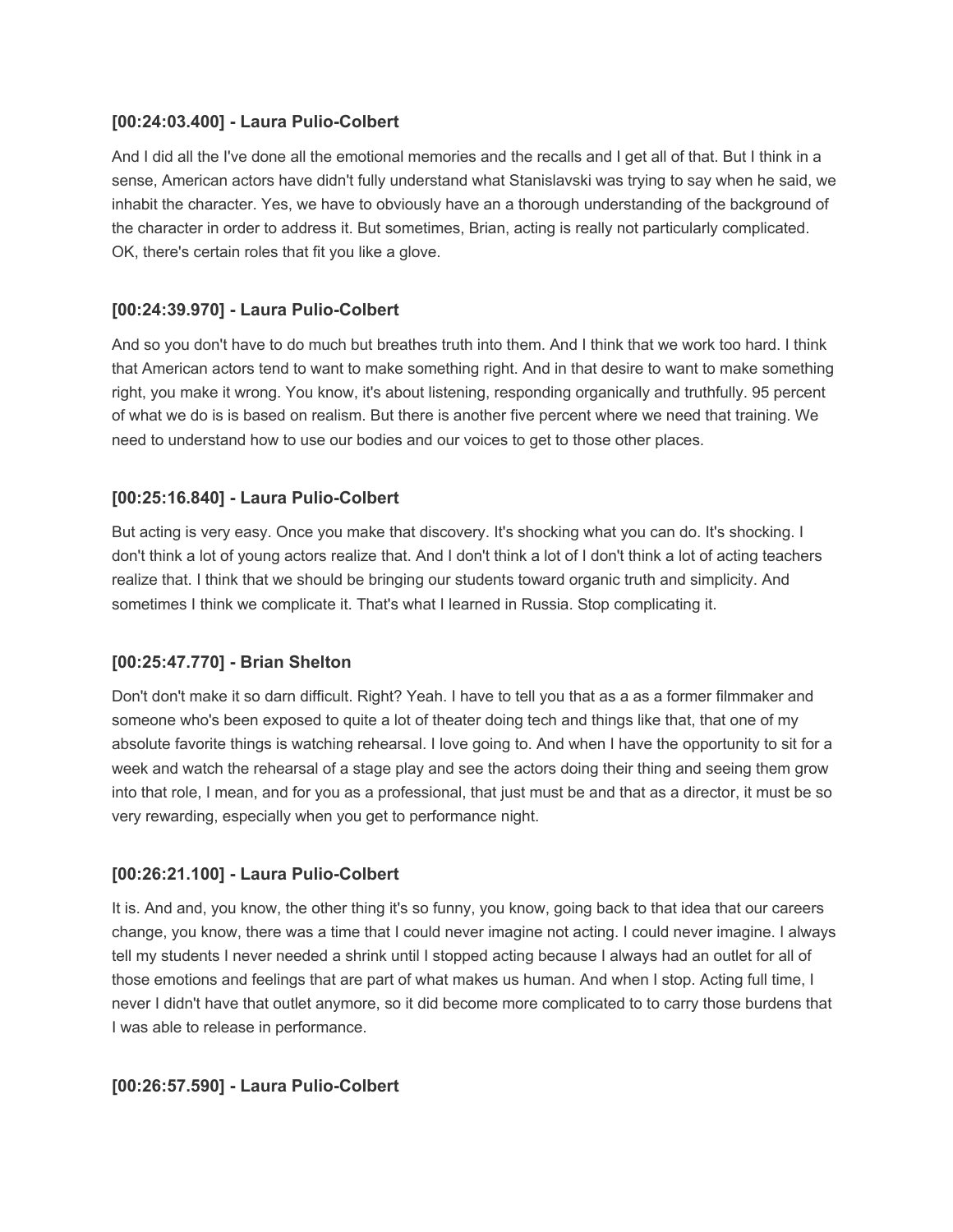**[00:24:03.400] - Laura Pulio-Colbert**

And I did all the I've done all the emotional memories and the recalls and I get all of that. But I think in a sense, American actors have didn't fully understand what Stanislavski was trying to say when he said, we inhabit the character. Yes, we have to obviously have an a thorough understanding of the background of the character in order to address it. But sometimes, Brian, acting is really not particularly complicated. OK, there's certain roles that fit you like a glove.

**[00:24:39.970] - Laura Pulio-Colbert**

And so you don't have to do much but breathes truth into them. And I think that we work too hard. I think that American actors tend to want to make something right. And in that desire to want to make something right, you make it wrong. You know, it's about listening, responding organically and truthfully. 95 percent of what we do is is based on realism. But there is another five percent where we need that training. We need to understand how to use our bodies and our voices to get to those other places.

**[00:25:16.840] - Laura Pulio-Colbert**

But acting is very easy. Once you make that discovery. It's shocking what you can do. It's shocking. I don't think a lot of young actors realize that. And I don't think a lot of I don't think a lot of acting teachers realize that. I think that we should be bringing our students toward organic truth and simplicity. And sometimes I think we complicate it. That's what I learned in Russia. Stop complicating it.

**[00:25:47.770] - Brian Shelton**

Don't don't make it so darn difficult. Right? Yeah. I have to tell you that as a as a former filmmaker and someone who's been exposed to quite a lot of theater doing tech and things like that, that one of my absolute favorite things is watching rehearsal. I love going to. And when I have the opportunity to sit for a week and watch the rehearsal of a stage play and see the actors doing their thing and seeing them grow into that role, I mean, and for you as a professional, that just must be and that as a director, it must be so very rewarding, especially when you get to performance night.

**[00:26:21.100] - Laura Pulio-Colbert**

It is. And and, you know, the other thing it's so funny, you know, going back to that idea that our careers change, you know, there was a time that I could never imagine not acting. I could never imagine. I always tell my students I never needed a shrink until I stopped acting because I always had an outlet for all of those emotions and feelings that are part of what makes us human. And when I stop. Acting full time, I never I didn't have that outlet anymore, so it did become more complicated to to carry those burdens that I was able to release in performance.

**[00:26:57.590] - Laura Pulio-Colbert**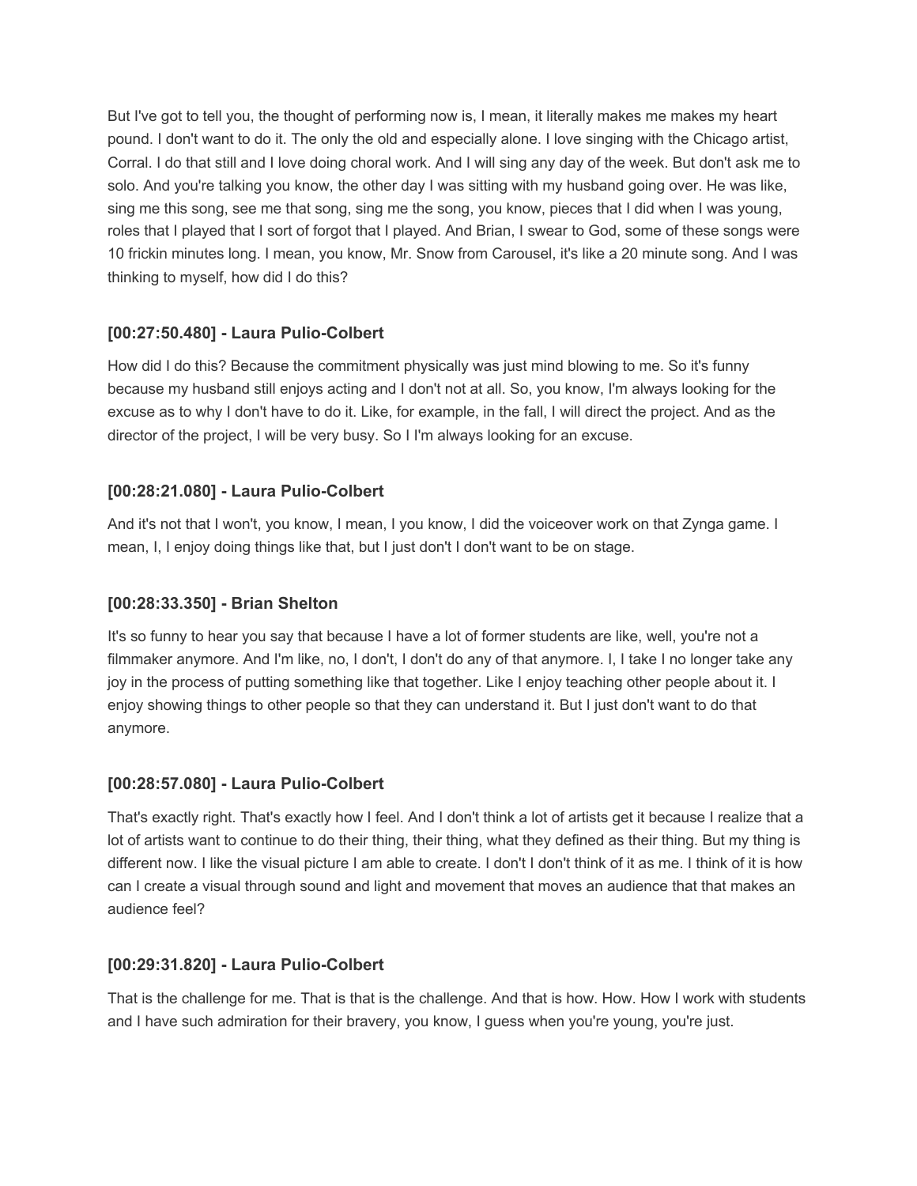But I've got to tell you, the thought of performing now is, I mean, it literally makes me makes my heart pound. I don't want to do it. The only the old and especially alone. I love singing with the Chicago artist, Corral. I do that still and I love doing choral work. And I will sing any day of the week. But don't ask me to solo. And you're talking you know, the other day I was sitting with my husband going over. He was like, sing me this song, see me that song, sing me the song, you know, pieces that I did when I was young, roles that I played that I sort of forgot that I played. And Brian, I swear to God, some of these songs were 10 frickin minutes long. I mean, you know, Mr. Snow from Carousel, it's like a 20 minute song. And I was thinking to myself, how did I do this?

### [00:27:50.480] - Laura Pulio-Colbert

How did I do this? Because the commitment physically was just mind blowing to me. So it's funny because my husband still enjoys acting and I don't not at all. So, you know, I'm always looking for the excuse as to why I don't have to do it. Like, for example, in the fall, I will direct the project. And as the director of the project, I will be very busy. So I I'm always looking for an excuse.

### [00:28:21.080] - Laura Pulio-Colbert

And it's not that I won't, you know, I mean, I you know, I did the voiceover work on that Zynga game. I mean, I, I enjoy doing things like that, but I just don't I don't want to be on stage.

### [00:28:33.350] - Brian Shelton

It's so funny to hear you say that because I have a lot of former students are like, well, you're not a filmmaker anymore. And I'm like, no, I don't, I don't do any of that anymore. I, I take I no longer take any joy in the process of putting something like that together. Like I enjoy teaching other people about it. I enjoy showing things to other people so that they can understand it. But I just don't want to do that anymore.

### [00:28:57.080] - Laura Pulio-Colbert

That's exactly right. That's exactly how I feel. And I don't think a lot of artists get it because I realize that a lot of artists want to continue to do their thing, their thing, what they defined as their thing. But my thing is different now. I like the visual picture I am able to create. I don't I don't think of it as me. I think of it is how can I create a visual through sound and light and movement that moves an audience that that makes an audience feel?

### [00:29:31.820] - Laura Pulio-Colbert

That is the challenge for me. That is that is the challenge. And that is how. How. How I work with students and I have such admiration for their bravery, you know, I guess when you're young, you're just.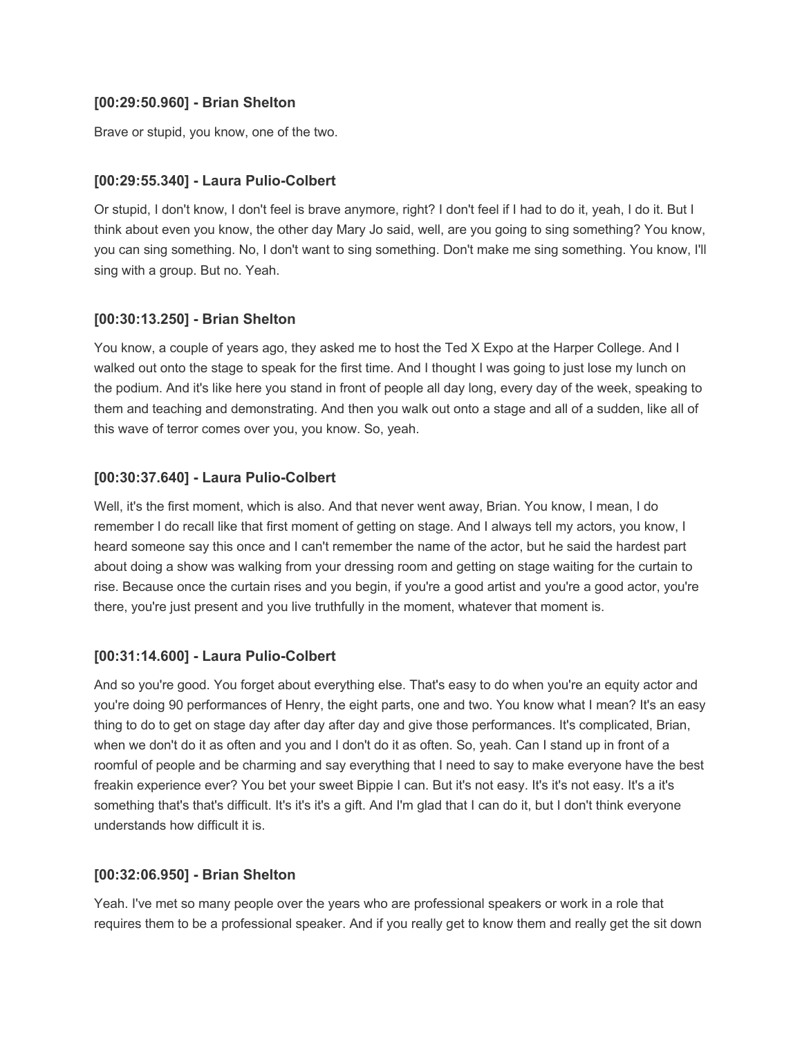**[00:29:50.960] - Brian Shelton**

Brave or stupid, you know, one of the two.

**[00:29:55.340] - Laura Pulio-Colbert**

Or stupid, I don't know, I don't feel is brave anymore, right? I don't feel if I had to do it, yeah, I do it. But I think about even you know, the other day Mary Jo said, well, are you going to sing something? You know, you can sing something. No, I don't want to sing something. Don't make me sing something. You know, I'll sing with a group. But no. Yeah.

**[00:30:13.250] - Brian Shelton**

You know, a couple of years ago, they asked me to host the Ted X Expo at the Harper College. And I walked out onto the stage to speak for the first time. And I thought I was going to just lose my lunch on the podium. And it's like here you stand in front of people all day long, every day of the week, speaking to them and teaching and demonstrating. And then you walk out onto a stage and all of a sudden, like all of this wave of terror comes over you, you know. So, yeah.

**[00:30:37.640] - Laura Pulio-Colbert**

Well, it's the first moment, which is also. And that never went away, Brian. You know, I mean, I do remember I do recall like that first moment of getting on stage. And I always tell my actors, you know, I heard someone say this once and I can't remember the name of the actor, but he said the hardest part about doing a show was walking from your dressing room and getting on stage waiting for the curtain to rise. Because once the curtain rises and you begin, if you're a good artist and you're a good actor, you're there, you're just present and you live truthfully in the moment, whatever that moment is.

**[00:31:14.600] - Laura Pulio-Colbert**

And so you're good. You forget about everything else. That's easy to do when you're an equity actor and you're doing 90 performances of Henry, the eight parts, one and two. You know what I mean? It's an easy thing to do to get on stage day after day after day and give those performances. It's complicated, Brian, when we don't do it as often and you and I don't do it as often. So, yeah. Can I stand up in front of a roomful of people and be charming and say everything that I need to say to make everyone have the best freakin experience ever? You bet your sweet Bippie I can. But it's not easy. It's it's not easy. It's a it's something that's that's difficult. It's it's it's a gift. And I'm glad that I can do it, but I don't think everyone understands how difficult it is.

**[00:32:06.950] - Brian Shelton**

Yeah. I've met so many people over the years who are professional speakers or work in a role that requires them to be a professional speaker. And if you really get to know them and really get the sit down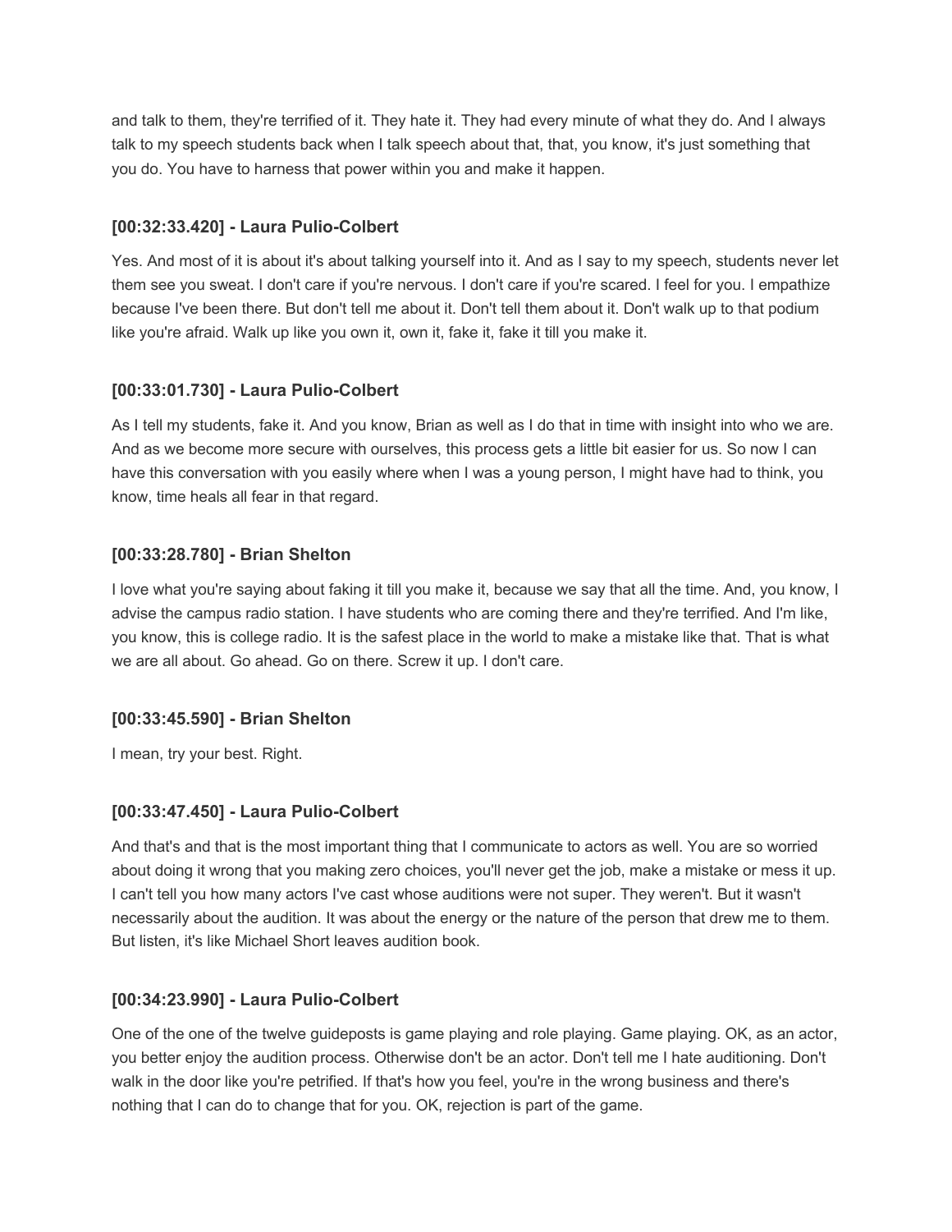and talk to them, they're terrified of it. They hate it. They had every minute of what they do. And I always talk to my speech students back when I talk speech about that, that, you know, it's just something that you do. You have to harness that power within you and make it happen.

### [00:32:33.420] - Laura Pulio-Colbert

Yes. And most of it is about it's about talking yourself into it. And as I say to my speech, students never let them see you sweat. I don't care if you're nervous. I don't care if you're scared. I feel for you. I empathize because I've been there. But don't tell me about it. Don't tell them about it. Don't walk up to that podium like you're afraid. Walk up like you own it, own it, fake it, fake it till you make it.

### [00:33:01.730] - Laura Pulio-Colbert

As I tell my students, fake it. And you know, Brian as well as I do that in time with insight into who we are. And as we become more secure with ourselves, this process gets a little bit easier for us. So now I can have this conversation with you easily where when I was a young person, I might have had to think, you know, time heals all fear in that regard.

### [00:33:28.780] - Brian Shelton

I love what you're saying about faking it till you make it, because we say that all the time. And, you know, I advise the campus radio station. I have students who are coming there and they're terrified. And I'm like, you know, this is college radio. It is the safest place in the world to make a mistake like that. That is what we are all about. Go ahead. Go on there. Screw it up. I don't care.

### [00:33:45.590] - Brian Shelton

I mean, try your best. Right.

### [00:33:47.450] - Laura Pulio-Colbert

And that's and that is the most important thing that I communicate to actors as well. You are so worried about doing it wrong that you making zero choices, you'll never get the job, make a mistake or mess it up. I can't tell you how many actors I've cast whose auditions were not super. They weren't. But it wasn't necessarily about the audition. It was about the energy or the nature of the person that drew me to them. But listen, it's like Michael Short leaves audition book.

### [00:34:23.990] - Laura Pulio-Colbert

One of the one of the twelve guideposts is game playing and role playing. Game playing. OK, as an actor, you better enjoy the audition process. Otherwise don't be an actor. Don't tell me I hate auditioning. Don't walk in the door like you're petrified. If that's how you feel, you're in the wrong business and there's nothing that I can do to change that for you. OK, rejection is part of the game.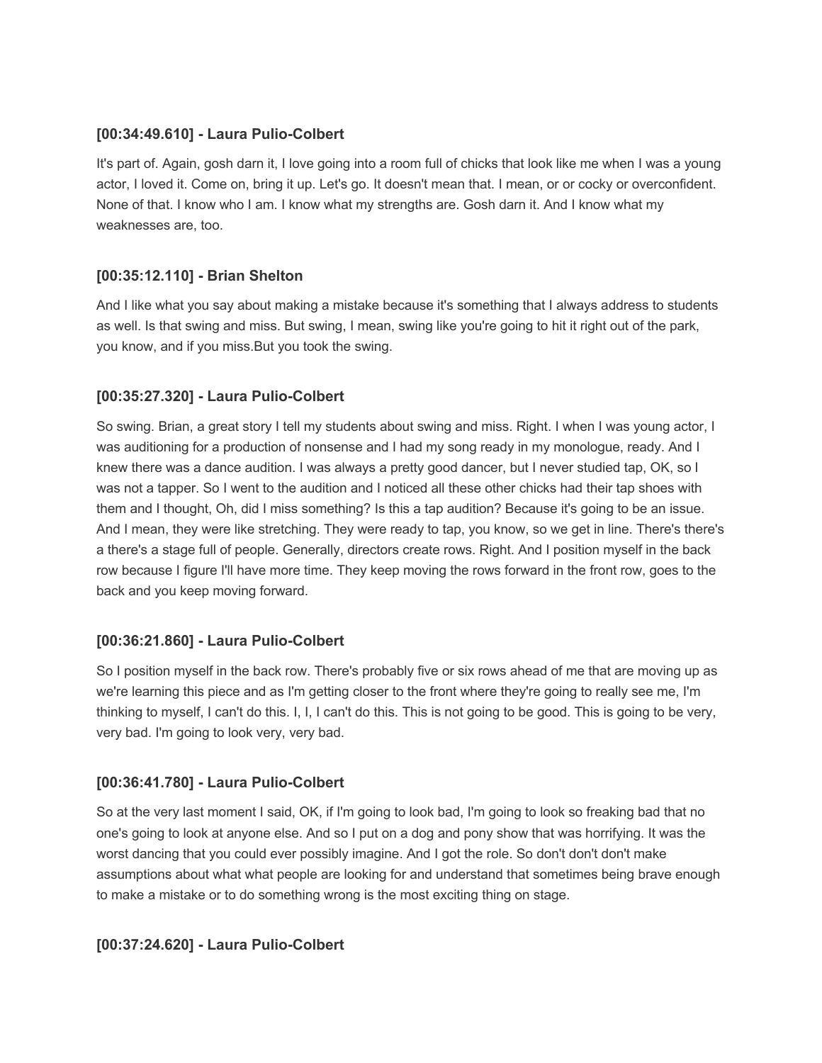### [00:34:49.610] - Laura Pulio-Colbert

It's part of. Again, gosh darn it, I love going into a room full of chicks that look like me when I was a young actor, I loved it. Come on, bring it up. Let's go. It doesn't mean that. I mean, or or cocky or overconfident. None of that. I know who I am. I know what my strengths are. Gosh darn it. And I know what my weaknesses are, too.

### [00:35:12.110] - Brian Shelton

And I like what you say about making a mistake because it's something that I always address to students as well. Is that swing and miss. But swing, I mean, swing like you're going to hit it right out of the park, you know, and if you miss.But you took the swing.

### [00:35:27.320] - Laura Pulio-Colbert

So swing. Brian, a great story I tell my students about swing and miss. Right. I when I was young actor, I was auditioning for a production of nonsense and I had my song ready in my monologue, ready. And I knew there was a dance audition. I was always a pretty good dancer, but I never studied tap, OK, so I was not a tapper. So I went to the audition and I noticed all these other chicks had their tap shoes with them and I thought, Oh, did I miss something? Is this a tap audition? Because it's going to be an issue. And I mean, they were like stretching. They were ready to tap, you know, so we get in line. There's there's a there's a stage full of people. Generally, directors create rows. Right. And I position myself in the back row because I figure I'll have more time. They keep moving the rows forward in the front row, goes to the back and you keep moving forward.

### [00:36:21.860] - Laura Pulio-Colbert

So I position myself in the back row. There's probably five or six rows ahead of me that are moving up as we're learning this piece and as I'm getting closer to the front where they're going to really see me, I'm thinking to myself, I can't do this. I, I, I can't do this. This is not going to be good. This is going to be very, very bad. I'm going to look very, very bad.

### [00:36:41.780] - Laura Pulio-Colbert

So at the very last moment I said, OK, if I'm going to look bad, I'm going to look so freaking bad that no one's going to look at anyone else. And so I put on a dog and pony show that was horrifying. It was the worst dancing that you could ever possibly imagine. And I got the role. So don't don't don't make assumptions about what what people are looking for and understand that sometimes being brave enough to make a mistake or to do something wrong is the most exciting thing on stage.

### [00:37:24.620] - Laura Pulio-Colbert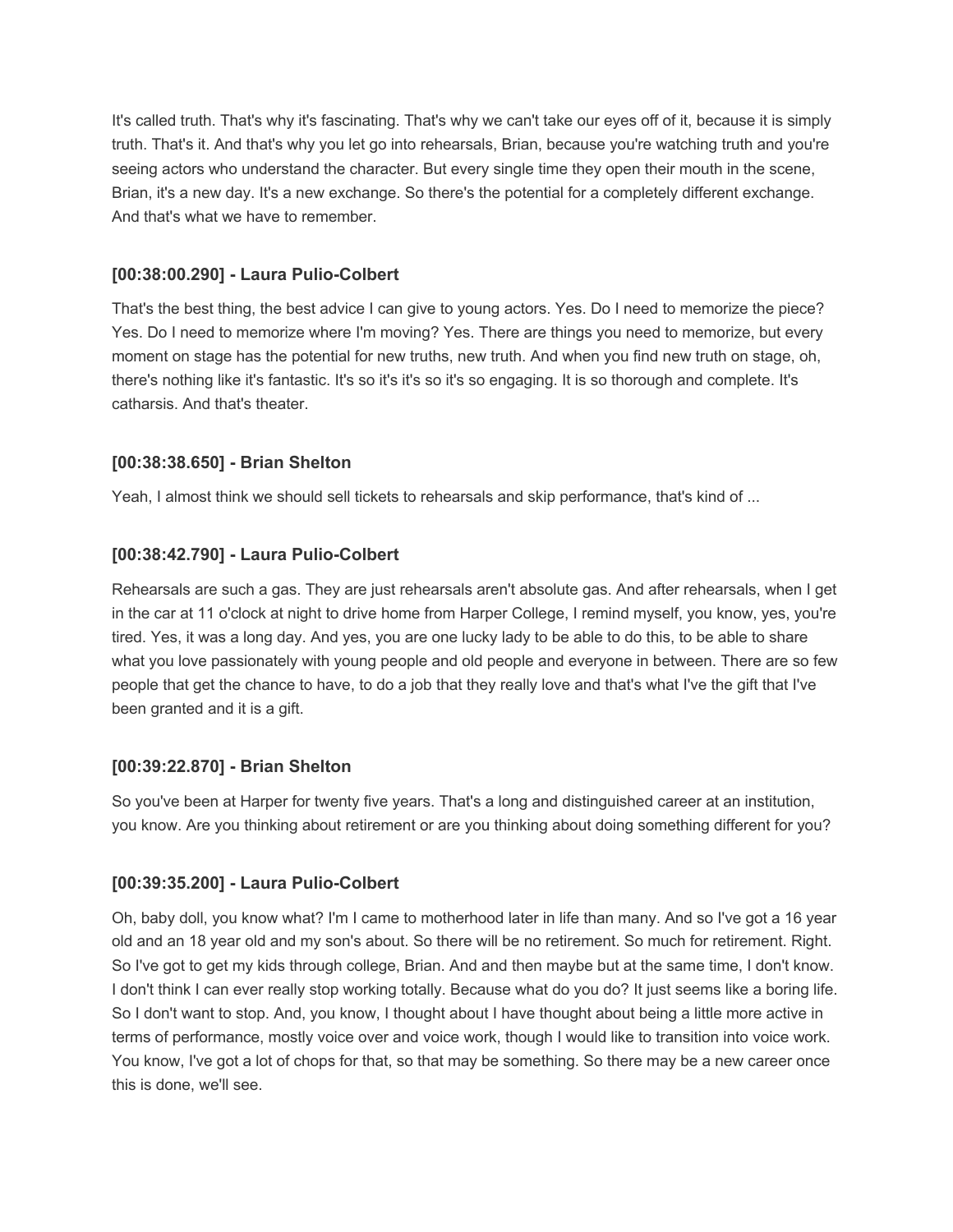It's called truth. That's why it's fascinating. That's why we can't take our eyes off of it, because it is simply truth. That's it. And that's why you let go into rehearsals, Brian, because you're watching truth and you're seeing actors who understand the character. But every single time they open their mouth in the scene, Brian, it's a new day. It's a new exchange. So there's the potential for a completely different exchange. And that's what we have to remember.

### [00:38:00.290] - Laura Pulio-Colbert

That's the best thing, the best advice I can give to young actors. Yes. Do I need to memorize the piece? Yes. Do I need to memorize where I'm moving? Yes. There are things you need to memorize, but every moment on stage has the potential for new truths, new truth. And when you find new truth on stage, oh, there's nothing like it's fantastic. It's so it's it's so it's so engaging. It is so thorough and complete. It's catharsis. And that's theater.

### [00:38:38.650] - Brian Shelton

Yeah, I almost think we should sell tickets to rehearsals and skip performance, that's kind of ...

### [00:38:42.790] - Laura Pulio-Colbert

Rehearsals are such a gas. They are just rehearsals aren't absolute gas. And after rehearsals, when I get in the car at 11 o'clock at night to drive home from Harper College, I remind myself, you know, yes, you're tired. Yes, it was a long day. And yes, you are one lucky lady to be able to do this, to be able to share what you love passionately with young people and old people and everyone in between. There are so few people that get the chance to have, to do a job that they really love and that's what I've the gift that I've been granted and it is a gift.

### [00:39:22.870] - Brian Shelton

So you've been at Harper for twenty five years. That's a long and distinguished career at an institution, you know. Are you thinking about retirement or are you thinking about doing something different for you?

### [00:39:35.200] - Laura Pulio-Colbert

Oh, baby doll, you know what? I'm I came to motherhood later in life than many. And so I've got a 16 year old and an 18 year old and my son's about. So there will be no retirement. So much for retirement. Right. So I've got to get my kids through college, Brian. And and then maybe but at the same time, I don't know. I don't think I can ever really stop working totally. Because what do you do? It just seems like a boring life. So I don't want to stop. And, you know, I thought about I have thought about being a little more active in terms of performance, mostly voice over and voice work, though I would like to transition into voice work. You know, I've got a lot of chops for that, so that may be something. So there may be a new career once this is done, we'll see.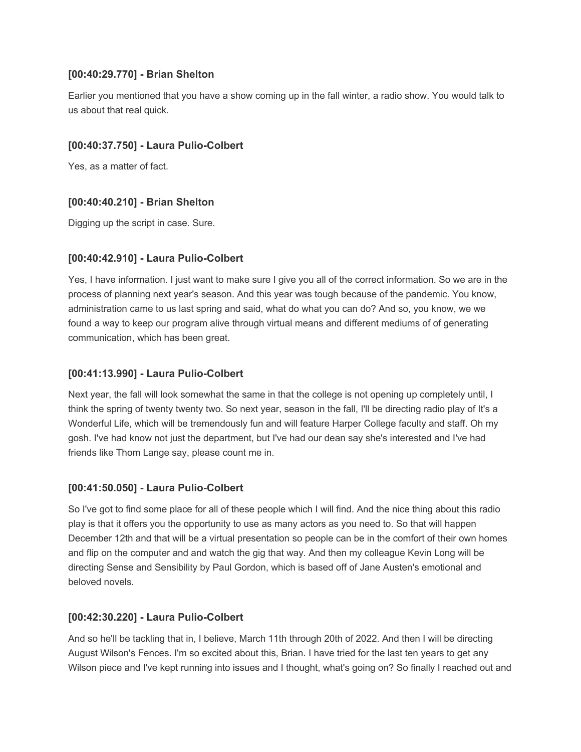**[00:40:29.770] - Brian Shelton**

Earlier you mentioned that you have a show coming up in the fall winter, a radio show. You would talk to us about that real quick.

**[00:40:37.750] - Laura Pulio-Colbert**

Yes, as a matter of fact.

**[00:40:40.210] - Brian Shelton**

Digging up the script in case. Sure.

**[00:40:42.910] - Laura Pulio-Colbert**

Yes, I have information. I just want to make sure I give you all of the correct information. So we are in the process of planning next year's season. And this year was tough because of the pandemic. You know, administration came to us last spring and said, what do what you can do? And so, you know, we we found a way to keep our program alive through virtual means and different mediums of of generating communication, which has been great.

**[00:41:13.990] - Laura Pulio-Colbert**

Next year, the fall will look somewhat the same in that the college is not opening up completely until, I think the spring of twenty twenty two. So next year, season in the fall, I'll be directing radio play of It's a Wonderful Life, which will be tremendously fun and will feature Harper College faculty and staff. Oh my gosh. I've had know not just the department, but I've had our dean say she's interested and I've had friends like Thom Lange say, please count me in.

**[00:41:50.050] - Laura Pulio-Colbert**

So I've got to find some place for all of these people which I will find. And the nice thing about this radio play is that it offers you the opportunity to use as many actors as you need to. So that will happen December 12th and that will be a virtual presentation so people can be in the comfort of their own homes and flip on the computer and and watch the gig that way. And then my colleague Kevin Long will be directing Sense and Sensibility by Paul Gordon, which is based off of Jane Austen's emotional and beloved novels.

**[00:42:30.220] - Laura Pulio-Colbert**

And so he'll be tackling that in, I believe, March 11th through 20th of 2022. And then I will be directing August Wilson's Fences. I'm so excited about this, Brian. I have tried for the last ten years to get any Wilson piece and I've kept running into issues and I thought, what's going on? So finally I reached out and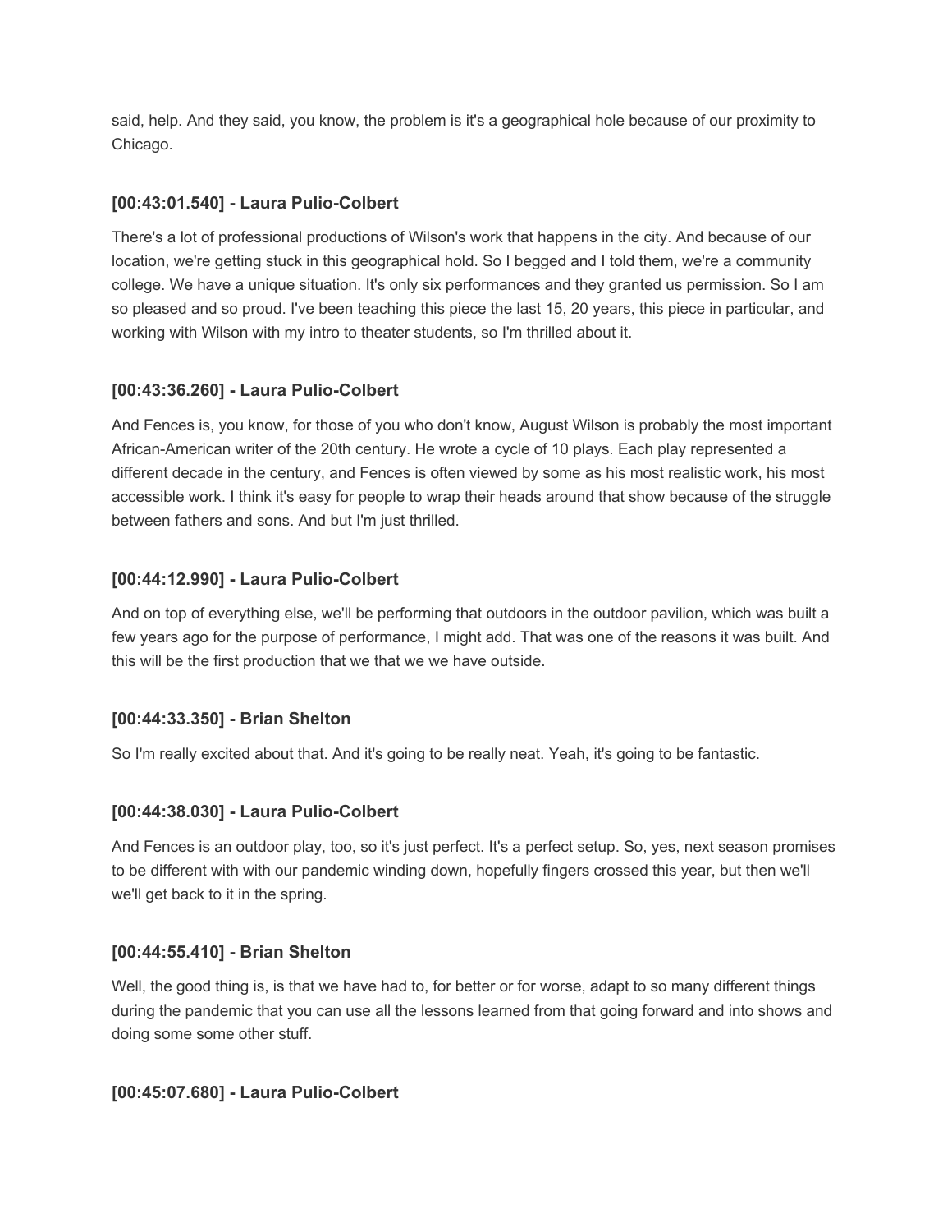said, help. And they said, you know, the problem is it's a geographical hole because of our proximity to Chicago.

### [00:43:01.540] - Laura Pulio-Colbert

There's a lot of professional productions of Wilson's work that happens in the city. And because of our location, we're getting stuck in this geographical hold. So I begged and I told them, we're a community college. We have a unique situation. It's only six performances and they granted us permission. So I am so pleased and so proud. I've been teaching this piece the last 15, 20 years, this piece in particular, and working with Wilson with my intro to theater students, so I'm thrilled about it.

### [00:43:36.260] - Laura Pulio-Colbert

And Fences is, you know, for those of you who don't know, August Wilson is probably the most important African-American writer of the 20th century. He wrote a cycle of 10 plays. Each play represented a different decade in the century, and Fences is often viewed by some as his most realistic work, his most accessible work. I think it's easy for people to wrap their heads around that show because of the struggle between fathers and sons. And but I'm just thrilled.

### [00:44:12.990] - Laura Pulio-Colbert

And on top of everything else, we'll be performing that outdoors in the outdoor pavilion, which was built a few years ago for the purpose of performance, I might add. That was one of the reasons it was built. And this will be the first production that we that we we have outside.

### [00:44:33.350] - Brian Shelton

So I'm really excited about that. And it's going to be really neat. Yeah, it's going to be fantastic.

### [00:44:38.030] - Laura Pulio-Colbert

And Fences is an outdoor play, too, so it's just perfect. It's a perfect setup. So, yes, next season promises to be different with with our pandemic winding down, hopefully fingers crossed this year, but then we'll we'll get back to it in the spring.

### [00:44:55.410] - Brian Shelton

Well, the good thing is, is that we have had to, for better or for worse, adapt to so many different things during the pandemic that you can use all the lessons learned from that going forward and into shows and doing some some other stuff.

### [00:45:07.680] - Laura Pulio-Colbert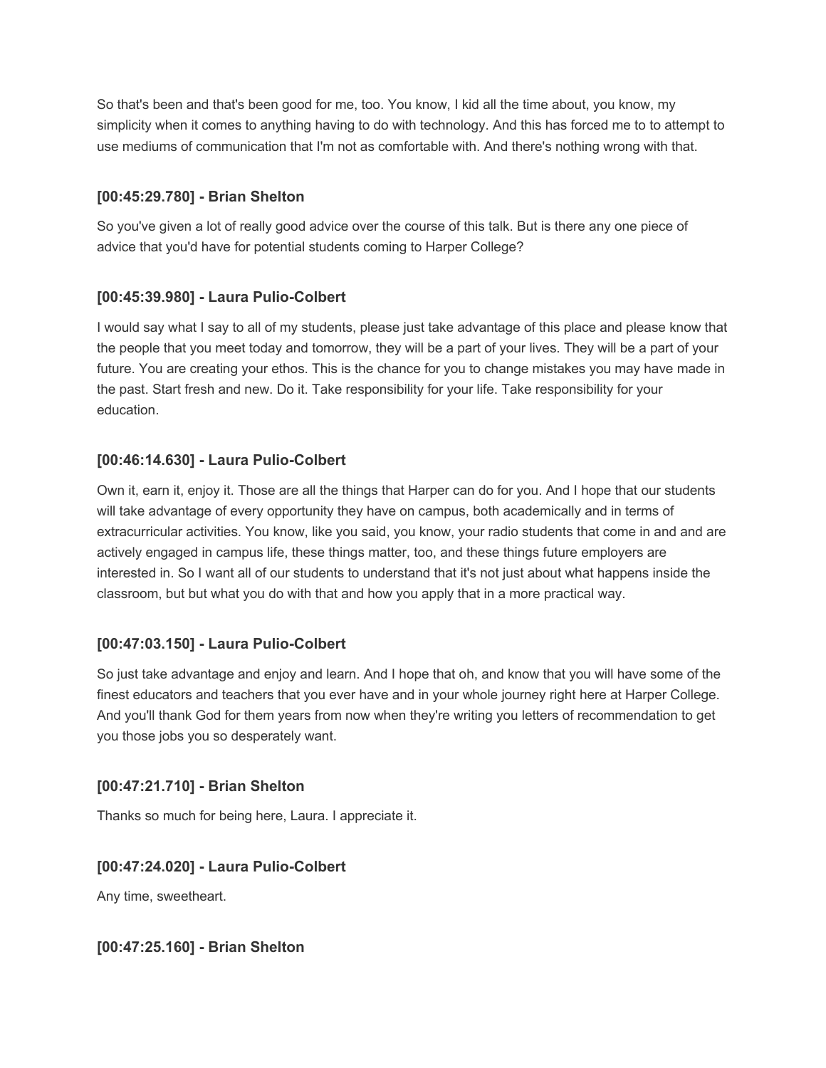So that's been and that's been good for me, too. You know, I kid all the time about, you know, my simplicity when it comes to anything having to do with technology. And this has forced me to to attempt to use mediums of communication that I'm not as comfortable with. And there's nothing wrong with that.

### [00:45:29.780] - Brian Shelton

So you've given a lot of really good advice over the course of this talk. But is there any one piece of advice that you'd have for potential students coming to Harper College?

### [00:45:39.980] - Laura Pulio-Colbert

I would say what I say to all of my students, please just take advantage of this place and please know that the people that you meet today and tomorrow, they will be a part of your lives. They will be a part of your future. You are creating your ethos. This is the chance for you to change mistakes you may have made in the past. Start fresh and new. Do it. Take responsibility for your life. Take responsibility for your education.

### [00:46:14.630] - Laura Pulio-Colbert

Own it, earn it, enjoy it. Those are all the things that Harper can do for you. And I hope that our students will take advantage of every opportunity they have on campus, both academically and in terms of extracurricular activities. You know, like you said, you know, your radio students that come in and and are actively engaged in campus life, these things matter, too, and these things future employers are interested in. So I want all of our students to understand that it's not just about what happens inside the classroom, but but what you do with that and how you apply that in a more practical way.

### [00:47:03.150] - Laura Pulio-Colbert

So just take advantage and enjoy and learn. And I hope that oh, and know that you will have some of the finest educators and teachers that you ever have and in your whole journey right here at Harper College. And you'll thank God for them years from now when they're writing you letters of recommendation to get you those jobs you so desperately want.

### [00:47:21.710] - Brian Shelton

Thanks so much for being here, Laura. I appreciate it.

### [00:47:24.020] - Laura Pulio-Colbert

Any time, sweetheart.

### [00:47:25.160] - Brian Shelton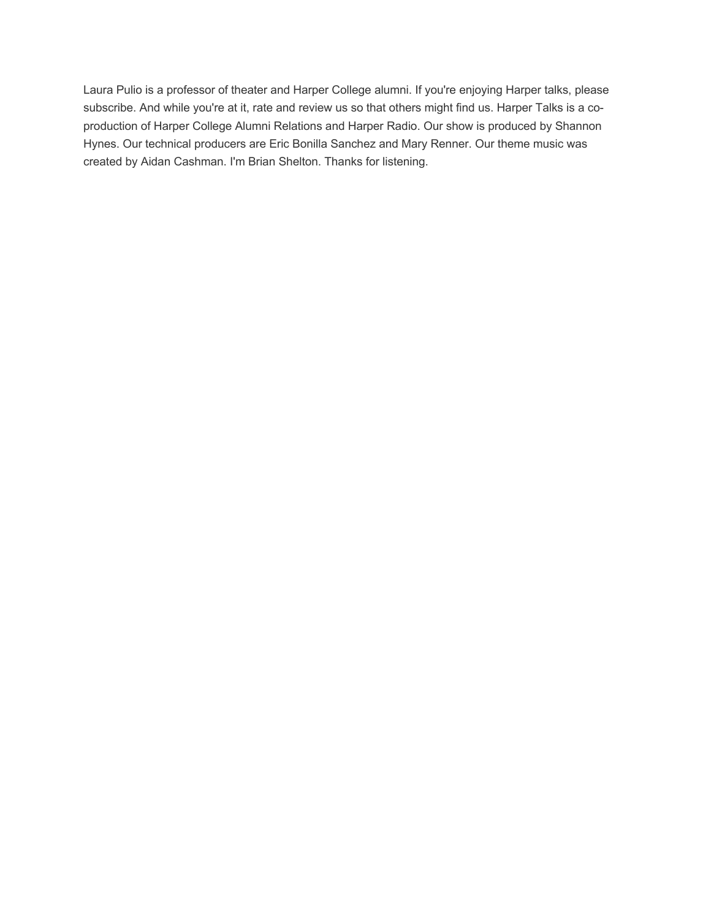Laura Pulio is a professor of theater and Harper College alumni. If you're enjoying Harper talks, please subscribe. And while you're at it, rate and review us so that others might find us. Harper Talks is a co-production of Harper College Alumni Relations and Harper Radio. Our show is produced by Shannon Hynes. Our technical producers are Eric Bonilla Sanchez and Mary Renner. Our theme music was created by Aidan Cashman. I'm Brian Shelton. Thanks for listening.